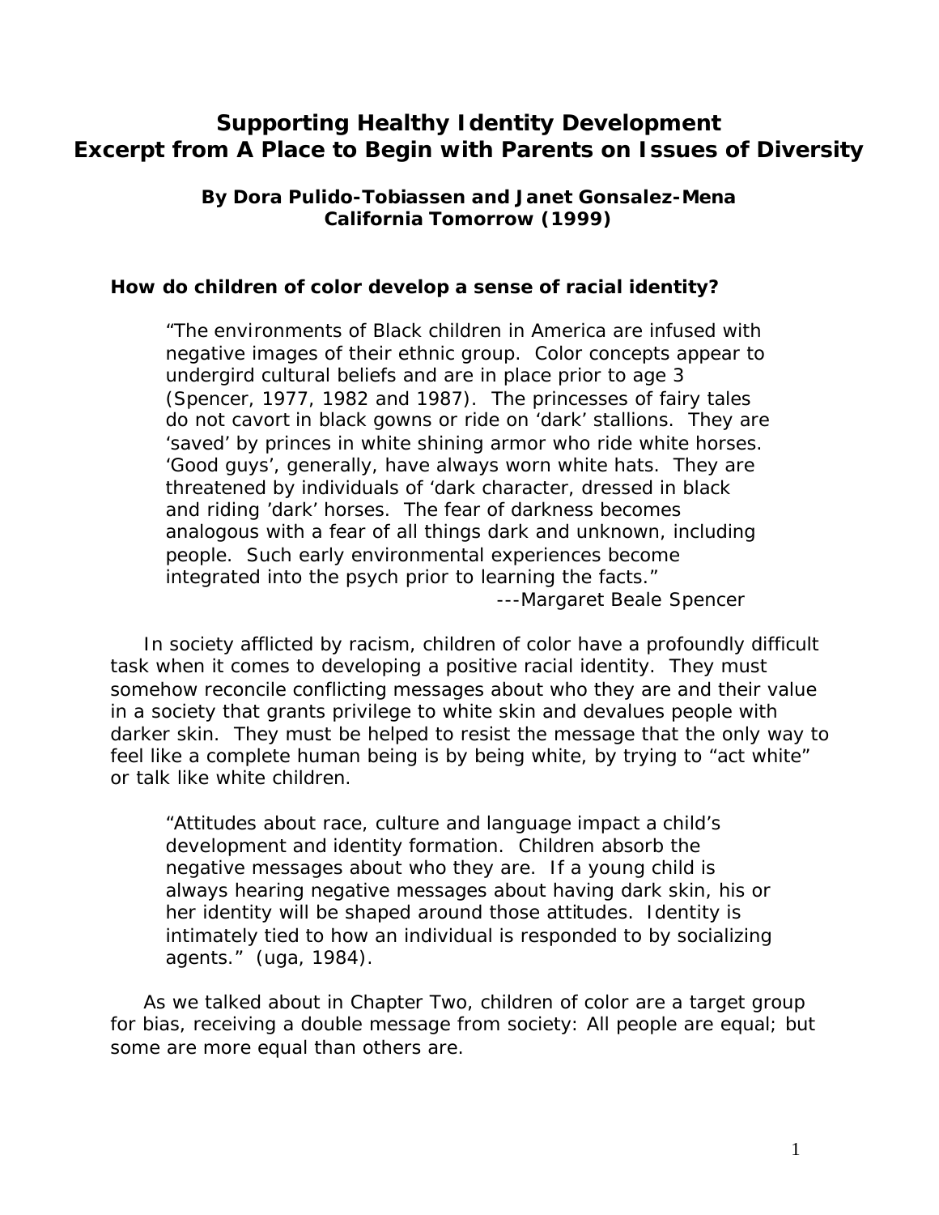# Supporting Healthy Identity Development
# Excerpt from A Place to Begin with Parents on Issues of Diversity

**By Dora Pulido-Tobiassen and Janet Gonsalez-Mena**
**California Tomorrow (1999)**

### How do children of color develop a sense of racial identity?

> "The environments of Black children in America are infused with negative images of their ethnic group. Color concepts appear to undergird cultural beliefs and are in place prior to age 3 (Spencer, 1977, 1982 and 1987). The princesses of fairy tales do not cavort in black gowns or ride on 'dark' stallions. They are 'saved' by princes in white shining armor who ride white horses. 'Good guys', generally, have always worn white hats. They are threatened by individuals of 'dark character, dressed in black and riding 'dark' horses. The fear of darkness becomes analogous with a fear of all things dark and unknown, including people. Such early environmental experiences become integrated into the psych prior to learning the facts."
>
> ---Margaret Beale Spencer

In society afflicted by racism, children of color have a profoundly difficult task when it comes to developing a positive racial identity. They must somehow reconcile conflicting messages about who they are and their value in a society that grants privilege to white skin and devalues people with darker skin. They must be helped to resist the message that the only way to feel like a complete human being is by being white, by trying to "act white" or talk like white children.

> "Attitudes about race, culture and language impact a child's development and identity formation. Children absorb the negative messages about who they are. If a young child is always hearing negative messages about having dark skin, his or her identity will be shaped around those attitudes. Identity is intimately tied to how an individual is responded to by socializing agents." (uga, 1984).

As we talked about in Chapter Two, children of color are a target group for bias, receiving a double message from society: All people are equal; but some are more equal than others are.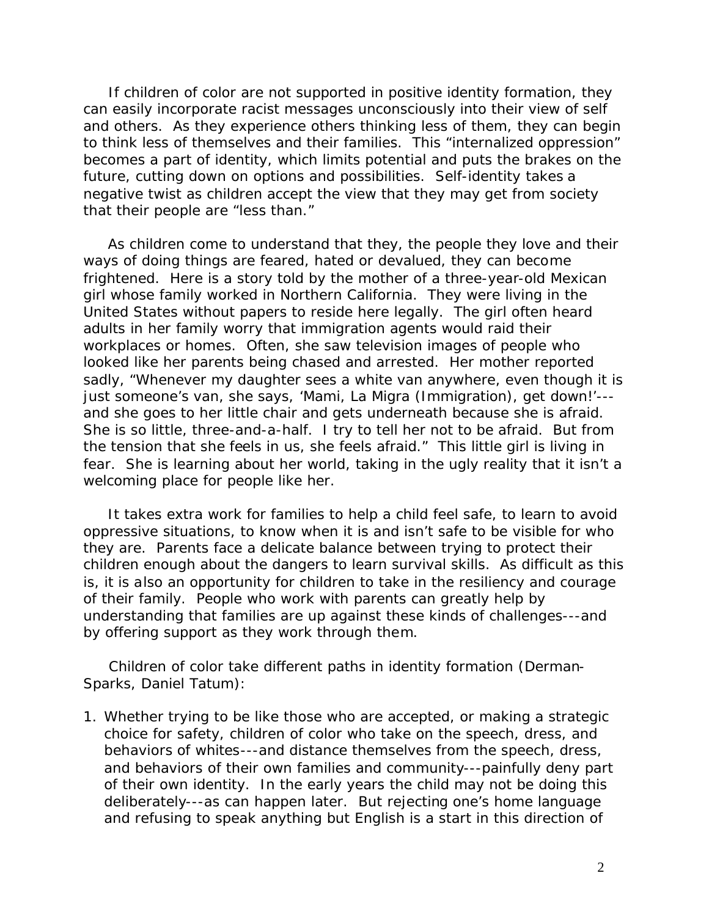If children of color are not supported in positive identity formation, they can easily incorporate racist messages unconsciously into their view of self and others. As they experience others thinking less of them, they can begin to think less of themselves and their families. This "internalized oppression" becomes a part of identity, which limits potential and puts the brakes on the future, cutting down on options and possibilities. Self-identity takes a negative twist as children accept the view that they may get from society that their people are "less than."

As children come to understand that they, the people they love and their ways of doing things are feared, hated or devalued, they can become frightened. Here is a story told by the mother of a three-year-old Mexican girl whose family worked in Northern California. They were living in the United States without papers to reside here legally. The girl often heard adults in her family worry that immigration agents would raid their workplaces or homes. Often, she saw television images of people who looked like her parents being chased and arrested. Her mother reported sadly, "Whenever my daughter sees a white van anywhere, even though it is just someone's van, she says, 'Mami, La Migra (Immigration), get down!'---and she goes to her little chair and gets underneath because she is afraid. She is so little, three-and-a-half. I try to tell her not to be afraid. But from the tension that she feels in us, she feels afraid." This little girl is living in fear. She is learning about her world, taking in the ugly reality that it isn't a welcoming place for people like her.

It takes extra work for families to help a child feel safe, to learn to avoid oppressive situations, to know when it is and isn't safe to be visible for who they are. Parents face a delicate balance between trying to protect their children enough about the dangers to learn survival skills. As difficult as this is, it is also an opportunity for children to take in the resiliency and courage of their family. People who work with parents can greatly help by understanding that families are up against these kinds of challenges---and by offering support as they work through them.

Children of color take different paths in identity formation (Derman-Sparks, Daniel Tatum):

1. Whether trying to be like those who are accepted, or making a strategic choice for safety, children of color who take on the speech, dress, and behaviors of whites---and distance themselves from the speech, dress, and behaviors of their own families and community---painfully deny part of their own identity. In the early years the child may not be doing this deliberately---as can happen later. But rejecting one's home language and refusing to speak anything but English is a start in this direction of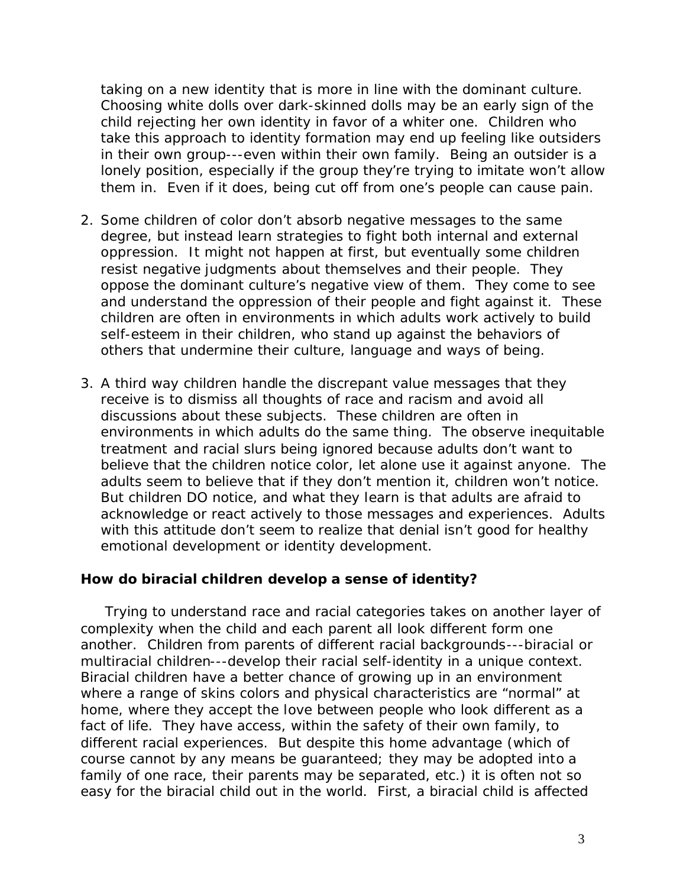taking on a new identity that is more in line with the dominant culture. Choosing white dolls over dark-skinned dolls may be an early sign of the child rejecting her own identity in favor of a whiter one. Children who take this approach to identity formation may end up feeling like outsiders in their own group---even within their own family. Being an outsider is a lonely position, especially if the group they're trying to imitate won't allow them in. Even if it does, being cut off from one's people can cause pain.

2. Some children of color don't absorb negative messages to the same degree, but instead learn strategies to fight both internal and external oppression. It might not happen at first, but eventually some children resist negative judgments about themselves and their people. They oppose the dominant culture's negative view of them. They come to see and understand the oppression of their people and fight against it. These children are often in environments in which adults work actively to build self-esteem in their children, who stand up against the behaviors of others that undermine their culture, language and ways of being.

3. A third way children handle the discrepant value messages that they receive is to dismiss all thoughts of race and racism and avoid all discussions about these subjects. These children are often in environments in which adults do the same thing. The observe inequitable treatment and racial slurs being ignored because adults don't want to believe that the children notice color, let alone use it against anyone. The adults seem to believe that if they don't mention it, children won't notice. But children DO notice, and what they learn is that adults are afraid to acknowledge or react actively to those messages and experiences. Adults with this attitude don't seem to realize that denial isn't good for healthy emotional development or identity development.

**How do biracial children develop a sense of identity?**

Trying to understand race and racial categories takes on another layer of complexity when the child and each parent all look different form one another. Children from parents of different racial backgrounds---biracial or multiracial children---develop their racial self-identity in a unique context. Biracial children have a better chance of growing up in an environment where a range of skins colors and physical characteristics are "normal" at home, where they accept the love between people who look different as a fact of life. They have access, within the safety of their own family, to different racial experiences. But despite this home advantage (which of course cannot by any means be guaranteed; they may be adopted into a family of one race, their parents may be separated, etc.) it is often not so easy for the biracial child out in the world. First, a biracial child is affected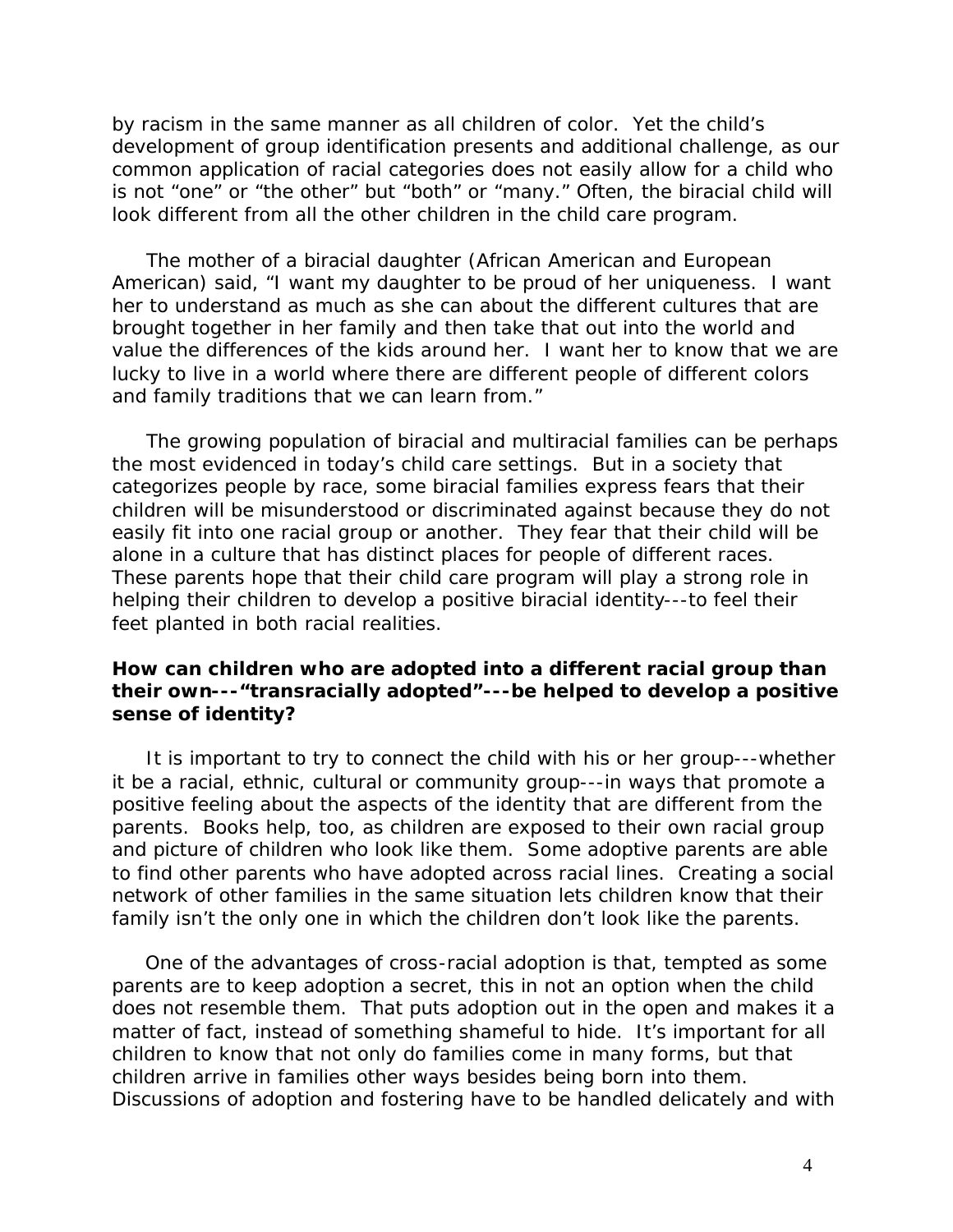by racism in the same manner as all children of color. Yet the child's development of group identification presents and additional challenge, as our common application of racial categories does not easily allow for a child who is not "one" or "the other" but "both" or "many." Often, the biracial child will look different from all the other children in the child care program.

The mother of a biracial daughter (African American and European American) said, "I want my daughter to be proud of her uniqueness. I want her to understand as much as she can about the different cultures that are brought together in her family and then take that out into the world and value the differences of the kids around her. I want her to know that we are lucky to live in a world where there are different people of different colors and family traditions that we can learn from."

The growing population of biracial and multiracial families can be perhaps the most evidenced in today's child care settings. But in a society that categorizes people by race, some biracial families express fears that their children will be misunderstood or discriminated against because they do not easily fit into one racial group or another. They fear that their child will be alone in a culture that has distinct places for people of different races. These parents hope that their child care program will play a strong role in helping their children to develop a positive biracial identity---to feel their feet planted in both racial realities.

**How can children who are adopted into a different racial group than their own---"transracially adopted"---be helped to develop a positive sense of identity?**

It is important to try to connect the child with his or her group---whether it be a racial, ethnic, cultural or community group---in ways that promote a positive feeling about the aspects of the identity that are different from the parents. Books help, too, as children are exposed to their own racial group and picture of children who look like them. Some adoptive parents are able to find other parents who have adopted across racial lines. Creating a social network of other families in the same situation lets children know that their family isn't the only one in which the children don't look like the parents.

One of the advantages of cross-racial adoption is that, tempted as some parents are to keep adoption a secret, this in not an option when the child does not resemble them. That puts adoption out in the open and makes it a matter of fact, instead of something shameful to hide. It's important for all children to know that not only do families come in many forms, but that children arrive in families other ways besides being born into them. Discussions of adoption and fostering have to be handled delicately and with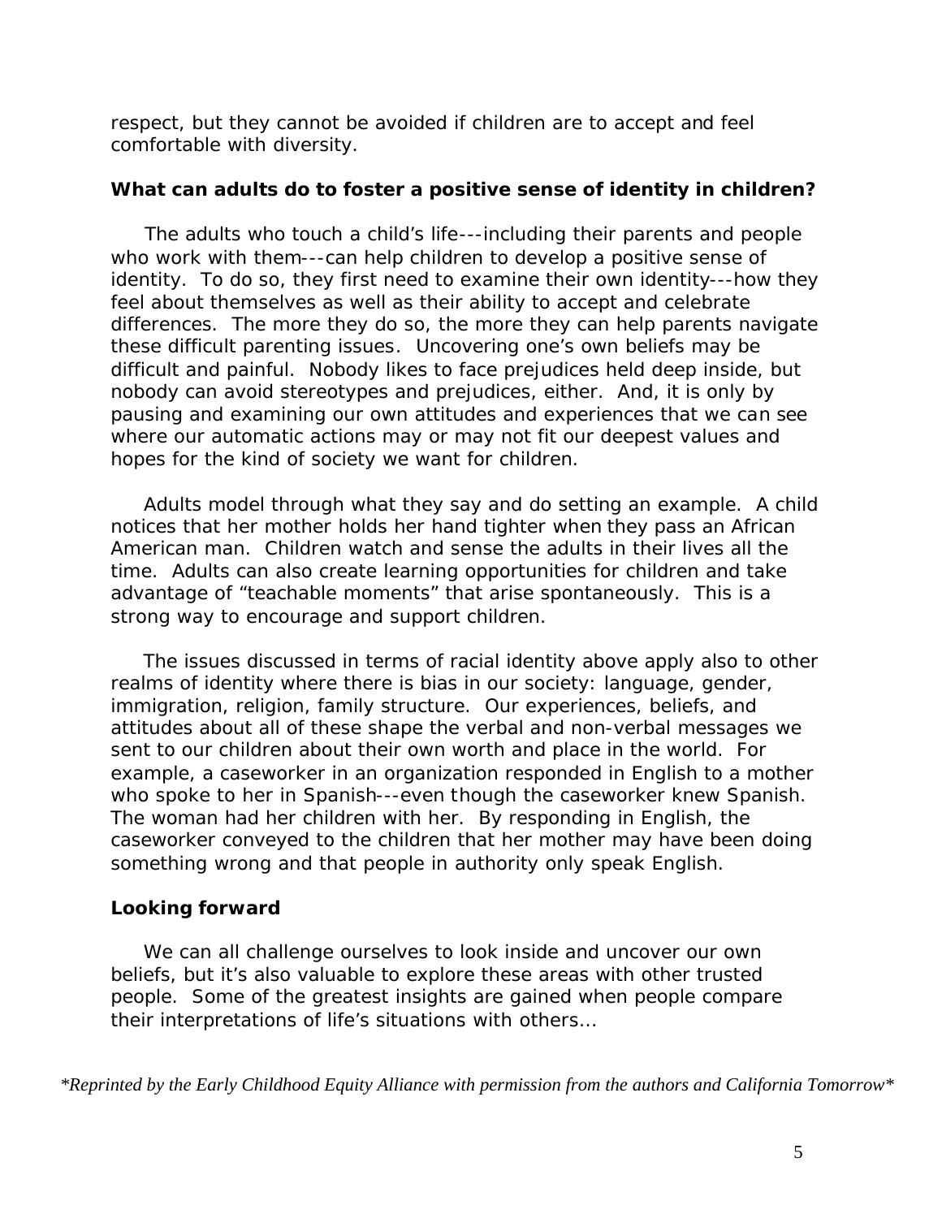respect, but they cannot be avoided if children are to accept and feel comfortable with diversity.

**What can adults do to foster a positive sense of identity in children?**

The adults who touch a child's life---including their parents and people who work with them---can help children to develop a positive sense of identity. To do so, they first need to examine their own identity---how they feel about themselves as well as their ability to accept and celebrate differences. The more they do so, the more they can help parents navigate these difficult parenting issues. Uncovering one's own beliefs may be difficult and painful. Nobody likes to face prejudices held deep inside, but nobody can avoid stereotypes and prejudices, either. And, it is only by pausing and examining our own attitudes and experiences that we can see where our automatic actions may or may not fit our deepest values and hopes for the kind of society we want for children.

Adults model through what they say and do setting an example. A child notices that her mother holds her hand tighter when they pass an African American man. Children watch and sense the adults in their lives all the time. Adults can also create learning opportunities for children and take advantage of "teachable moments" that arise spontaneously. This is a strong way to encourage and support children.

The issues discussed in terms of racial identity above apply also to other realms of identity where there is bias in our society: language, gender, immigration, religion, family structure. Our experiences, beliefs, and attitudes about all of these shape the verbal and non-verbal messages we sent to our children about their own worth and place in the world. For example, a caseworker in an organization responded in English to a mother who spoke to her in Spanish---even though the caseworker knew Spanish. The woman had her children with her. By responding in English, the caseworker conveyed to the children that her mother may have been doing something wrong and that people in authority only speak English.

**Looking forward**

We can all challenge ourselves to look inside and uncover our own beliefs, but it's also valuable to explore these areas with other trusted people. Some of the greatest insights are gained when people compare their interpretations of life's situations with others…

*\*Reprinted by the Early Childhood Equity Alliance with permission from the authors and California Tomorrow\**